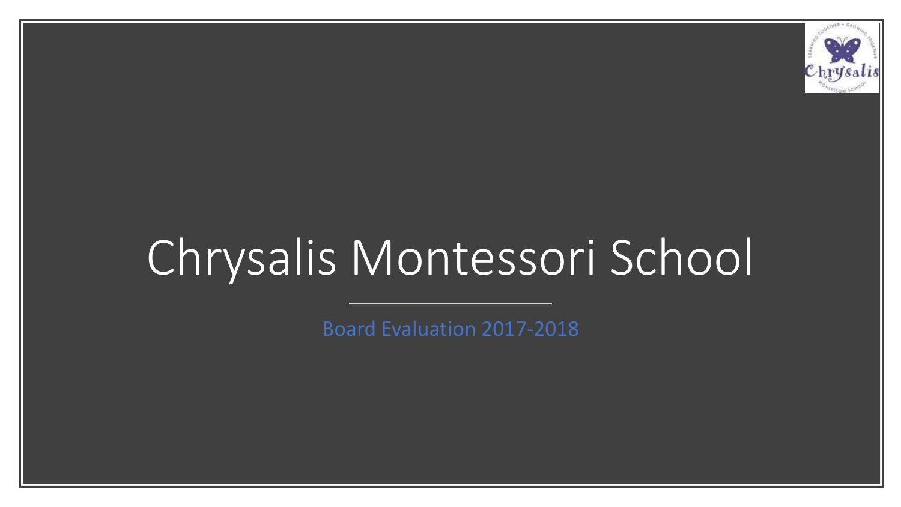# Chrysalis Montessori School

Board Evaluation 2017-2018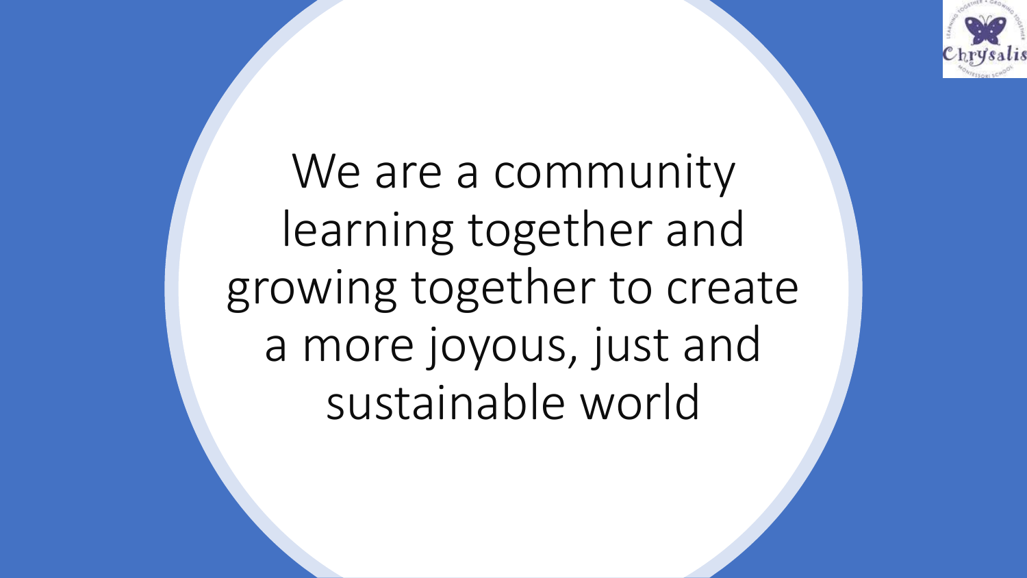We are a community learning together and growing together to create a more joyous, just and sustainable world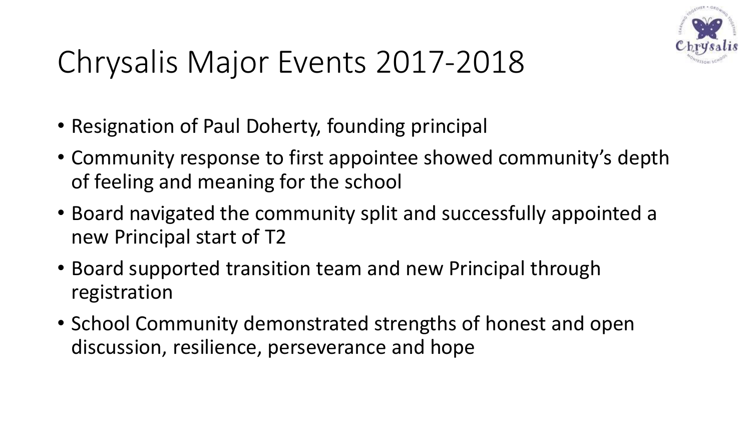# Chrysalis Major Events 2017-2018

- Resignation of Paul Doherty, founding principal
- Community response to first appointee showed community's depth of feeling and meaning for the school
- Board navigated the community split and successfully appointed a new Principal start of T2
- Board supported transition team and new Principal through registration
- School Community demonstrated strengths of honest and open discussion, resilience, perseverance and hope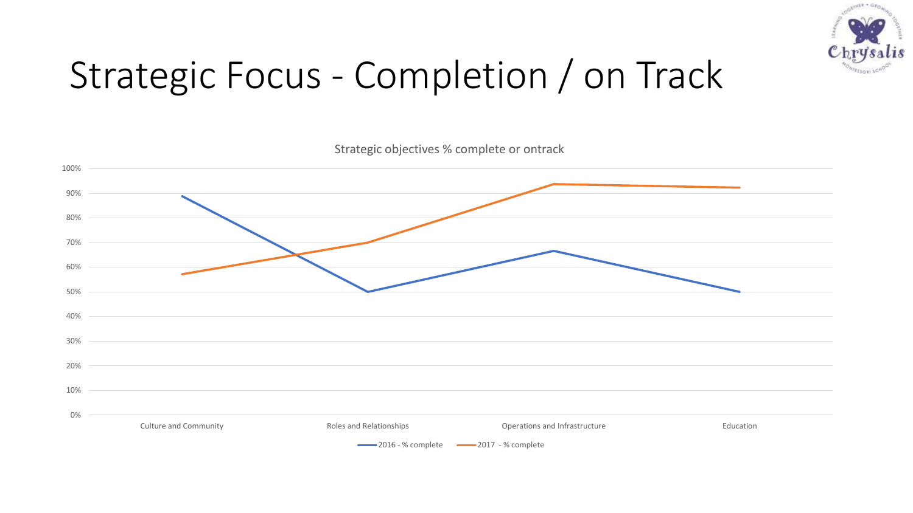# Strategic Focus - Completion / on Track

Strategic objectives % complete or ontrack

| | 2016 - % complete | 2017 - % complete |
|---|---|---|
| Culture and Community | 89% | 57% |
| Roles and Relationships | 50% | 70% |
| Operations and Infrastructure | 67% | 94% |
| Education | 50% | 92% |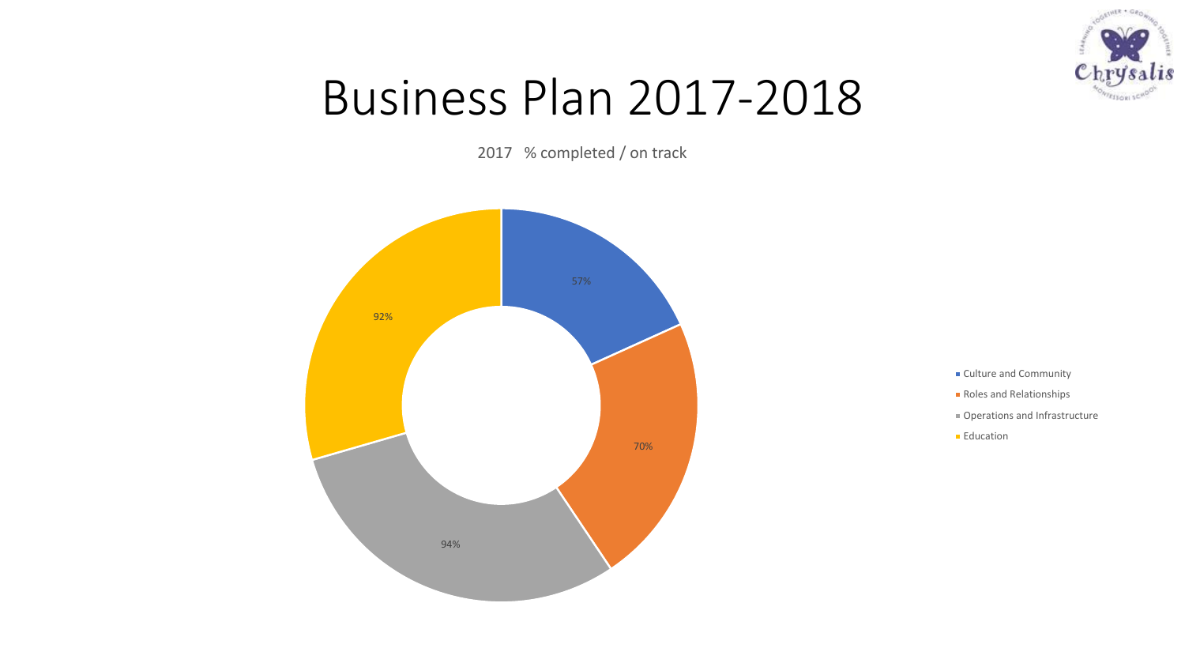# Business Plan 2017-2018

2017 % completed / on track

| Category | % completed / on track |
| --- | --- |
| Culture and Community | 57% |
| Roles and Relationships | 70% |
| Operations and Infrastructure | 94% |
| Education | 92% |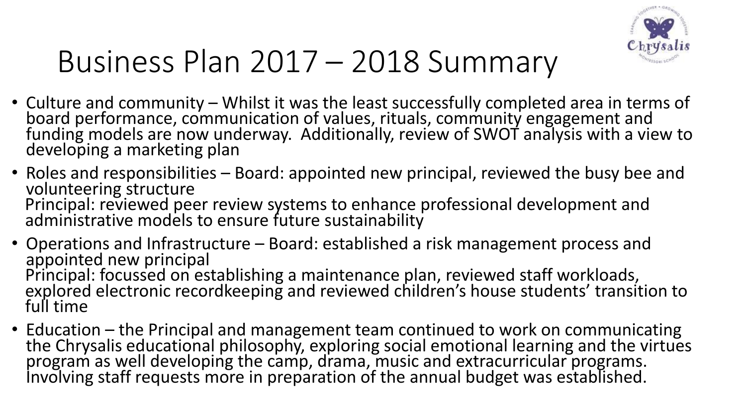# Business Plan 2017 – 2018 Summary

- Culture and community – Whilst it was the least successfully completed area in terms of board performance, communication of values, rituals, community engagement and funding models are now underway. Additionally, review of SWOT analysis with a view to developing a marketing plan
- Roles and responsibilities – Board: appointed new principal, reviewed the busy bee and volunteering structure
  Principal: reviewed peer review systems to enhance professional development and administrative models to ensure future sustainability
- Operations and Infrastructure – Board: established a risk management process and appointed new principal
  Principal: focussed on establishing a maintenance plan, reviewed staff workloads, explored electronic recordkeeping and reviewed children's house students' transition to full time
- Education – the Principal and management team continued to work on communicating the Chrysalis educational philosophy, exploring social emotional learning and the virtues program as well developing the camp, drama, music and extracurricular programs. Involving staff requests more in preparation of the annual budget was established.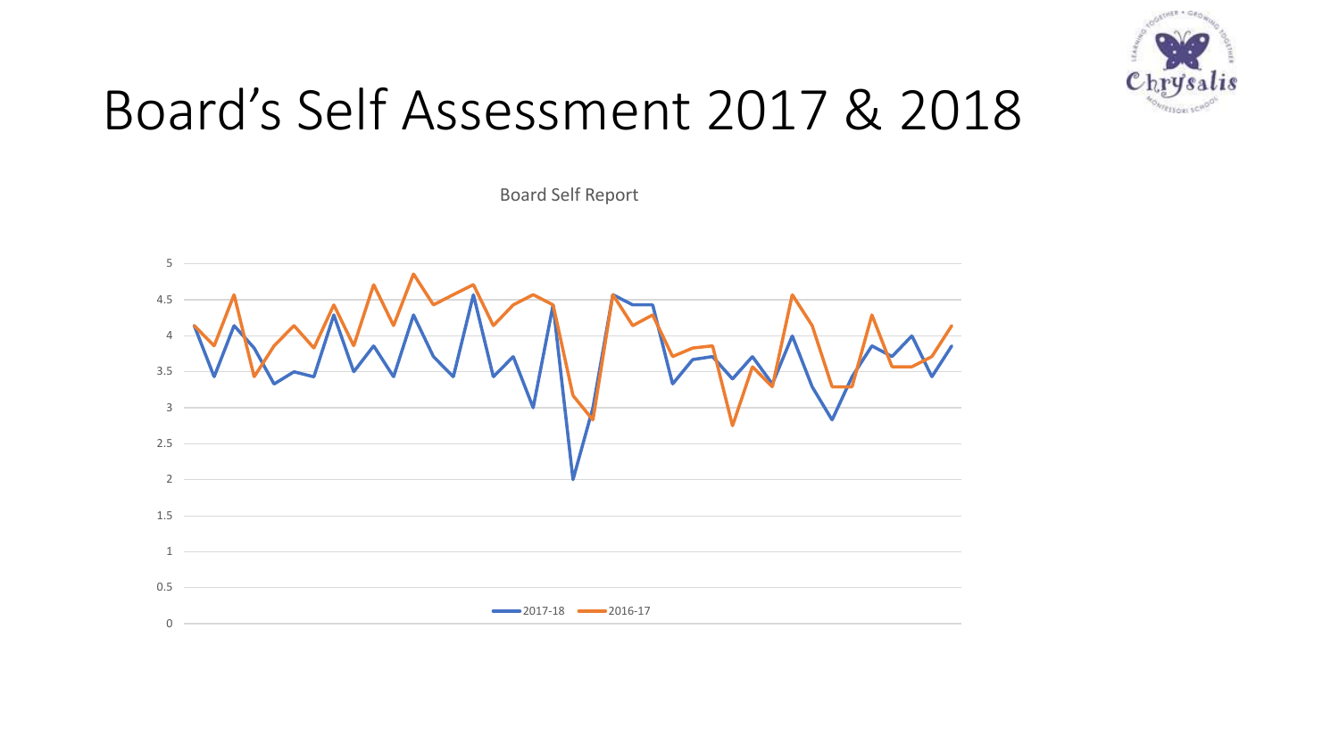# Board's Self Assessment 2017 & 2018

Board Self Report

5
4.5
4
3.5
3
2.5
2
1.5
1
0.5
0

2017-18   2016-17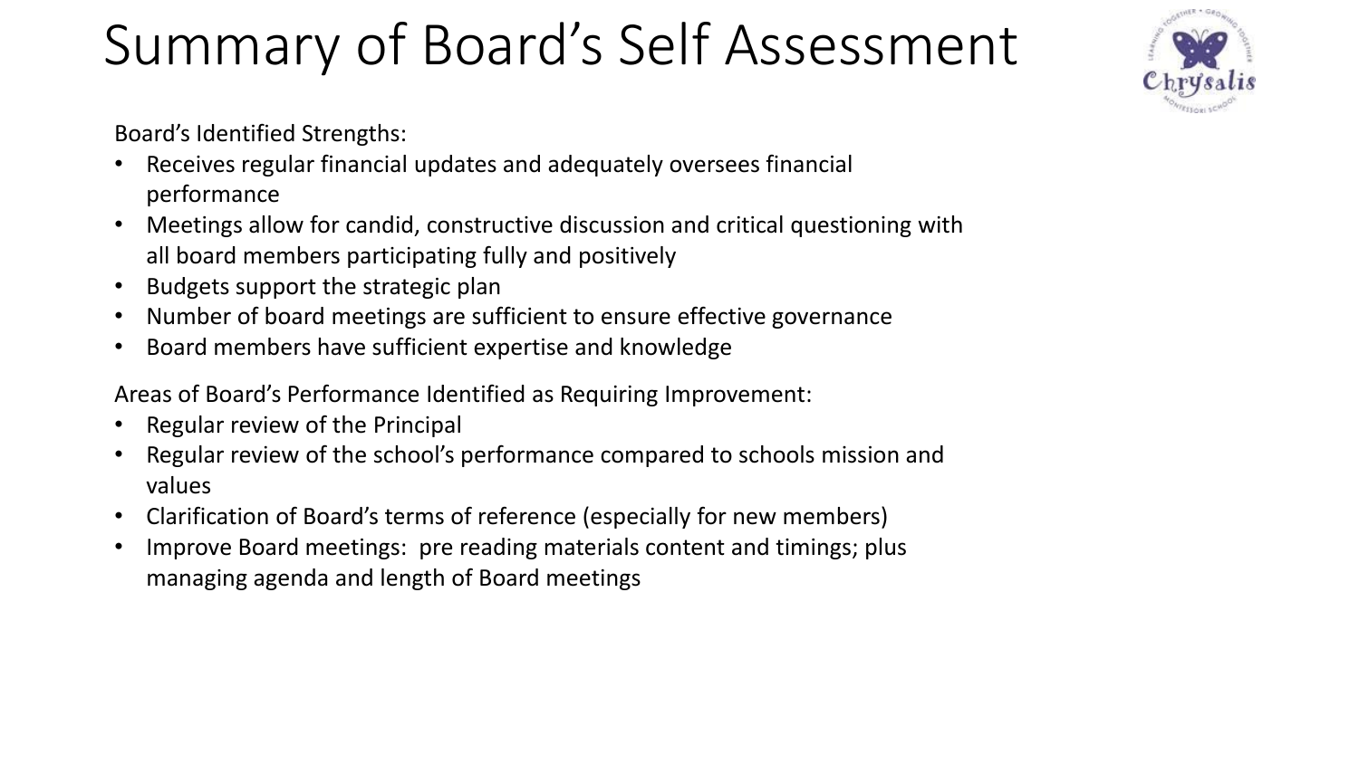# Summary of Board's Self Assessment

Board's Identified Strengths:

- Receives regular financial updates and adequately oversees financial performance
- Meetings allow for candid, constructive discussion and critical questioning with all board members participating fully and positively
- Budgets support the strategic plan
- Number of board meetings are sufficient to ensure effective governance
- Board members have sufficient expertise and knowledge

Areas of Board's Performance Identified as Requiring Improvement:

- Regular review of the Principal
- Regular review of the school's performance compared to schools mission and values
- Clarification of Board's terms of reference (especially for new members)
- Improve Board meetings: pre reading materials content and timings; plus managing agenda and length of Board meetings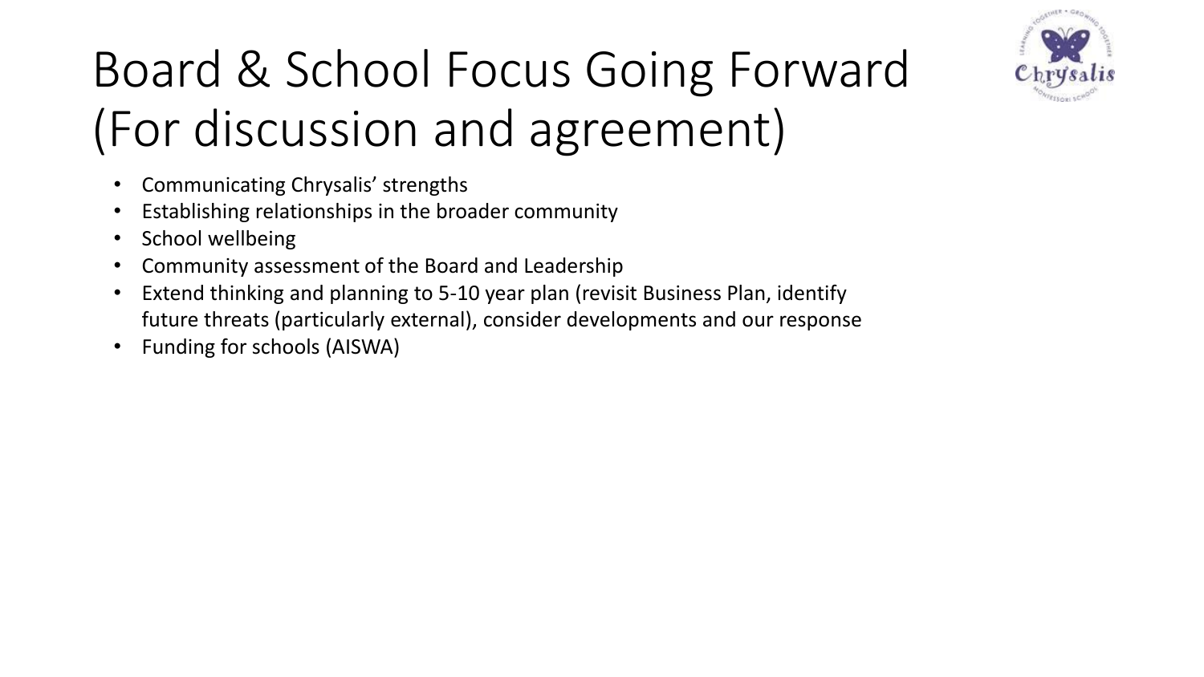# Board & School Focus Going Forward (For discussion and agreement)

- Communicating Chrysalis' strengths
- Establishing relationships in the broader community
- School wellbeing
- Community assessment of the Board and Leadership
- Extend thinking and planning to 5-10 year plan (revisit Business Plan, identify future threats (particularly external), consider developments and our response
- Funding for schools (AISWA)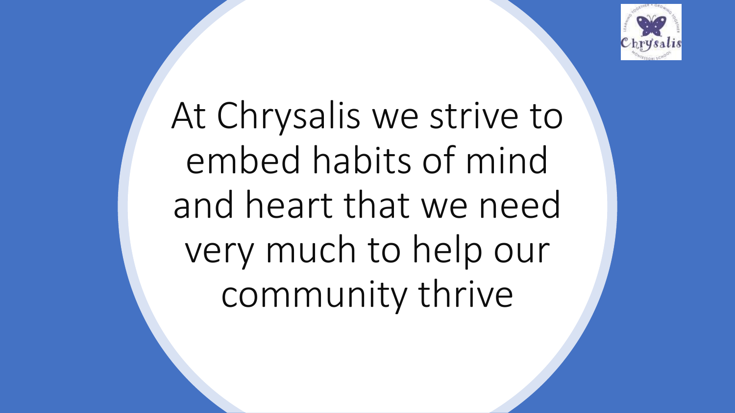At Chrysalis we strive to embed habits of mind and heart that we need very much to help our community thrive